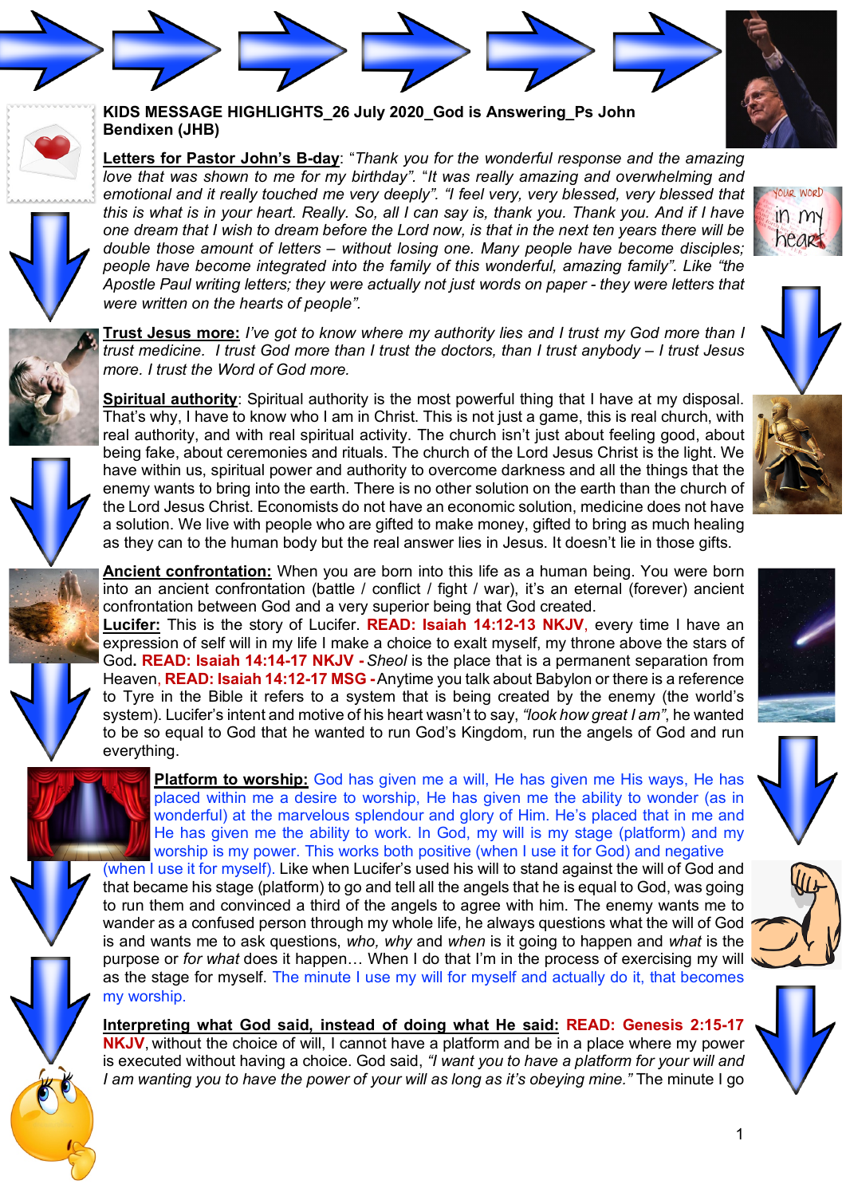**KIDS MESSAGE HIGHLIGHTS_26 July 2020_God is Answering_Ps John Bendixen (JHB)**

**Letters for Pastor John's B-day**: "*Thank you for the wonderful response and the amazing love that was shown to me for my birthday*". "*It was really amazing and overwhelming and emotional and it really touched me very deeply*". "*I feel very, very blessed, very blessed that this is what is in your heart. Really. So, all I can say is, thank you. Thank you. And if I have one dream that I wish to dream before the Lord now, is that in the next ten years there will be double those amount of letters – without losing one. Many people have become disciples; people have become integrated into the family of this wonderful, amazing family*". Like "*the Apostle Paul writing letters; they were actually not just words on paper - they were letters that were written on the hearts of people*".

**Trust Jesus more:** *I've got to know where my authority lies and I trust my God more than I trust medicine. I trust God more than I trust the doctors, than I trust anybody – I trust Jesus more. I trust the Word of God more.*

**Spiritual authority**: Spiritual authority is the most powerful thing that I have at my disposal. That's why, I have to know who I am in Christ. This is not just a game, this is real church, with real authority, and with real spiritual activity. The church isn't just about feeling good, about being fake, about ceremonies and rituals. The church of the Lord Jesus Christ is the light. We have within us, spiritual power and authority to overcome darkness and all the things that the enemy wants to bring into the earth. There is no other solution on the earth than the church of the Lord Jesus Christ. Economists do not have an economic solution, medicine does not have a solution. We live with people who are gifted to make money, gifted to bring as much healing as they can to the human body but the real answer lies in Jesus. It doesn't lie in those gifts.

**Ancient confrontation:** When you are born into this life as a human being. You were born into an ancient confrontation (battle / conflict / fight / war), it's an eternal (forever) ancient confrontation between God and a very superior being that God created.

**Lucifer:** This is the story of Lucifer. **READ: Isaiah 14:12-13 NKJV**, every time I have an expression of self will in my life I make a choice to exalt myself, my throne above the stars of God**. READ: Isaiah 14:14-17 NKJV -** *Sheol* is the place that is a permanent separation from Heaven, **READ: Isaiah 14:12-17 MSG -**Anytime you talk about Babylon or there is a reference to Tyre in the Bible it refers to a system that is being created by the enemy (the world's system). Lucifer's intent and motive of his heart wasn't to say, *"look how great I am"*, he wanted to be so equal to God that he wanted to run God's Kingdom, run the angels of God and run everything.

**Platform to worship:** God has given me a will, He has given me His ways, He has placed within me a desire to worship, He has given me the ability to wonder (as in wonderful) at the marvelous splendour and glory of Him. He's placed that in me and He has given me the ability to work. In God, my will is my stage (platform) and my worship is my power. This works both positive (when I use it for God) and negative (when I use it for myself). Like when Lucifer's used his will to stand against the will of God and that became his stage (platform) to go and tell all the angels that he is equal to God, was going to run them and convinced a third of the angels to agree with him. The enemy wants me to wander as a confused person through my whole life, he always questions what the will of God is and wants me to ask questions, *who, why* and *when* is it going to happen and *what* is the purpose or *for what* does it happen… When I do that I'm in the process of exercising my will as the stage for myself. The minute I use my will for myself and actually do it, that becomes my worship.

**Interpreting what God said, instead of doing what He said: READ: Genesis 2:15-17 NKJV**, without the choice of will, I cannot have a platform and be in a place where my power is executed without having a choice. God said, *"I want you to have a platform for your will and I am wanting you to have the power of your will as long as it's obeying mine."* The minute I go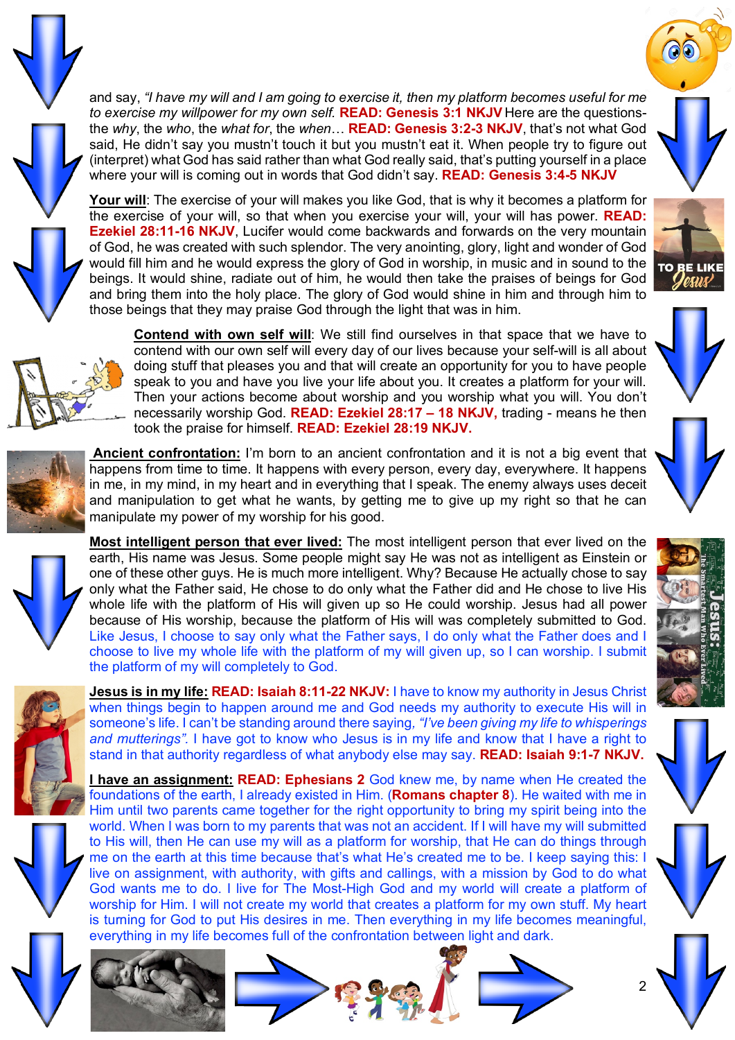and say, *"I have my will and I am going to exercise it, then my platform becomes useful for me to exercise my willpower for my own self.* **READ: Genesis 3:1 NKJV** Here are the questions- the *why*, the *who*, the *what for*, the *when*… **READ: Genesis 3:2-3 NKJV**, that's not what God said, He didn't say you mustn't touch it but you mustn't eat it. When people try to figure out (interpret) what God has said rather than what God really said, that's putting yourself in a place where your will is coming out in words that God didn't say. **READ: Genesis 3:4-5 NKJV**

**Your will**: The exercise of your will makes you like God, that is why it becomes a platform for the exercise of your will, so that when you exercise your will, your will has power. **READ: Ezekiel 28:11-16 NKJV**, Lucifer would come backwards and forwards on the very mountain of God, he was created with such splendor. The very anointing, glory, light and wonder of God would fill him and he would express the glory of God in worship, in music and in sound to the beings. It would shine, radiate out of him, he would then take the praises of beings for God and bring them into the holy place. The glory of God would shine in him and through him to those beings that they may praise God through the light that was in him.

**Contend with own self will**: We still find ourselves in that space that we have to contend with our own self will every day of our lives because your self-will is all about doing stuff that pleases you and that will create an opportunity for you to have people speak to you and have you live your life about you. It creates a platform for your will. Then your actions become about worship and you worship what you will. You don't necessarily worship God. **READ: Ezekiel 28:17 – 18 NKJV,** trading - means he then took the praise for himself. **READ: Ezekiel 28:19 NKJV.**

**Ancient confrontation:** I'm born to an ancient confrontation and it is not a big event that happens from time to time. It happens with every person, every day, everywhere. It happens in me, in my mind, in my heart and in everything that I speak. The enemy always uses deceit and manipulation to get what he wants, by getting me to give up my right so that he can manipulate my power of my worship for his good.

**Most intelligent person that ever lived:** The most intelligent person that ever lived on the earth, His name was Jesus. Some people might say He was not as intelligent as Einstein or one of these other guys. He is much more intelligent. Why? Because He actually chose to say only what the Father said, He chose to do only what the Father did and He chose to live His whole life with the platform of His will given up so He could worship. Jesus had all power because of His worship, because the platform of His will was completely submitted to God. Like Jesus, I choose to say only what the Father says, I do only what the Father does and I choose to live my whole life with the platform of my will given up, so I can worship. I submit the platform of my will completely to God.

**Jesus is in my life:** **READ: Isaiah 8:11-22 NKJV:** I have to know my authority in Jesus Christ when things begin to happen around me and God needs my authority to execute His will in someone's life. I can't be standing around there saying, *"I've been giving my life to whisperings and mutterings".* I have got to know who Jesus is in my life and know that I have a right to stand in that authority regardless of what anybody else may say. **READ: Isaiah 9:1-7 NKJV.**

**I have an assignment:** **READ: Ephesians 2** God knew me, by name when He created the foundations of the earth, I already existed in Him. (**Romans chapter 8**). He waited with me in Him until two parents came together for the right opportunity to bring my spirit being into the world. When I was born to my parents that was not an accident. If I will have my will submitted to His will, then He can use my will as a platform for worship, that He can do things through me on the earth at this time because that's what He's created me to be. I keep saying this: I live on assignment, with authority, with gifts and callings, with a mission by God to do what God wants me to do. I live for The Most-High God and my world will create a platform of worship for Him. I will not create my world that creates a platform for my own stuff. My heart is turning for God to put His desires in me. Then everything in my life becomes meaningful, everything in my life becomes full of the confrontation between light and dark.